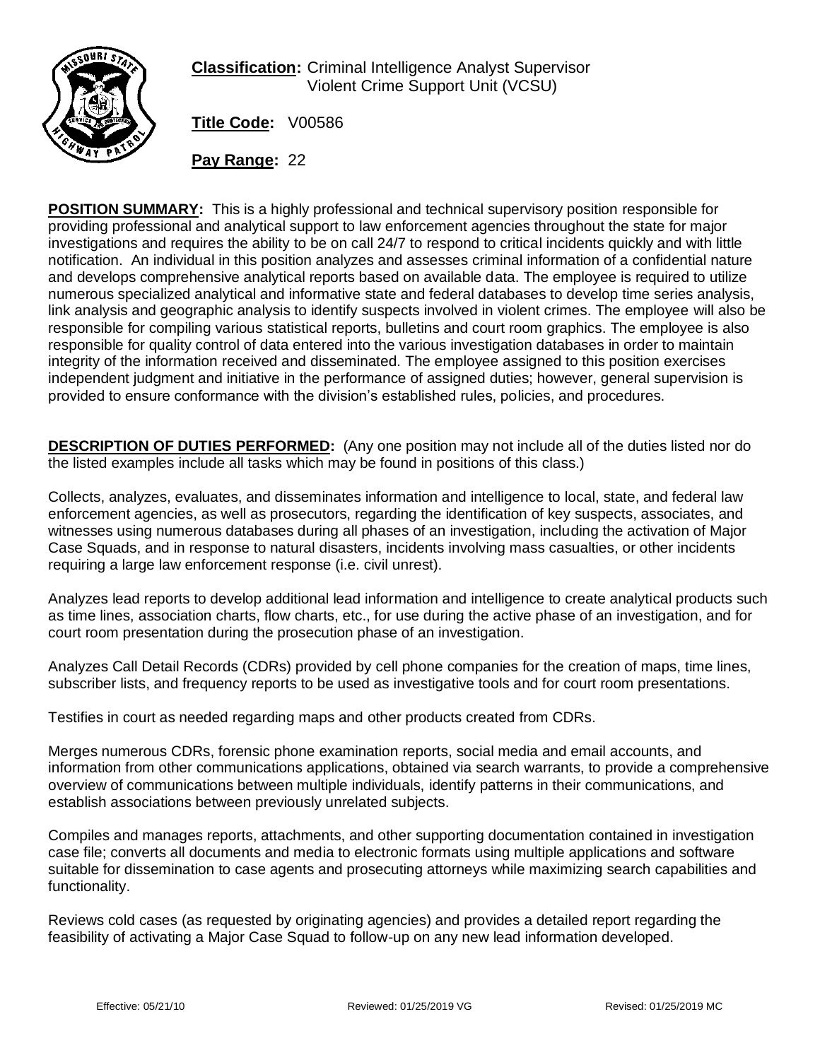**Classification:** Criminal Intelligence Analyst Supervisor
Violent Crime Support Unit (VCSU)

**Title Code:** V00586

**Pay Range:** 22

**POSITION SUMMARY:** This is a highly professional and technical supervisory position responsible for providing professional and analytical support to law enforcement agencies throughout the state for major investigations and requires the ability to be on call 24/7 to respond to critical incidents quickly and with little notification. An individual in this position analyzes and assesses criminal information of a confidential nature and develops comprehensive analytical reports based on available data. The employee is required to utilize numerous specialized analytical and informative state and federal databases to develop time series analysis, link analysis and geographic analysis to identify suspects involved in violent crimes. The employee will also be responsible for compiling various statistical reports, bulletins and court room graphics. The employee is also responsible for quality control of data entered into the various investigation databases in order to maintain integrity of the information received and disseminated. The employee assigned to this position exercises independent judgment and initiative in the performance of assigned duties; however, general supervision is provided to ensure conformance with the division's established rules, policies, and procedures.

**DESCRIPTION OF DUTIES PERFORMED:** (Any one position may not include all of the duties listed nor do the listed examples include all tasks which may be found in positions of this class.)

Collects, analyzes, evaluates, and disseminates information and intelligence to local, state, and federal law enforcement agencies, as well as prosecutors, regarding the identification of key suspects, associates, and witnesses using numerous databases during all phases of an investigation, including the activation of Major Case Squads, and in response to natural disasters, incidents involving mass casualties, or other incidents requiring a large law enforcement response (i.e. civil unrest).

Analyzes lead reports to develop additional lead information and intelligence to create analytical products such as time lines, association charts, flow charts, etc., for use during the active phase of an investigation, and for court room presentation during the prosecution phase of an investigation.

Analyzes Call Detail Records (CDRs) provided by cell phone companies for the creation of maps, time lines, subscriber lists, and frequency reports to be used as investigative tools and for court room presentations.

Testifies in court as needed regarding maps and other products created from CDRs.

Merges numerous CDRs, forensic phone examination reports, social media and email accounts, and information from other communications applications, obtained via search warrants, to provide a comprehensive overview of communications between multiple individuals, identify patterns in their communications, and establish associations between previously unrelated subjects.

Compiles and manages reports, attachments, and other supporting documentation contained in investigation case file; converts all documents and media to electronic formats using multiple applications and software suitable for dissemination to case agents and prosecuting attorneys while maximizing search capabilities and functionality.

Reviews cold cases (as requested by originating agencies) and provides a detailed report regarding the feasibility of activating a Major Case Squad to follow-up on any new lead information developed.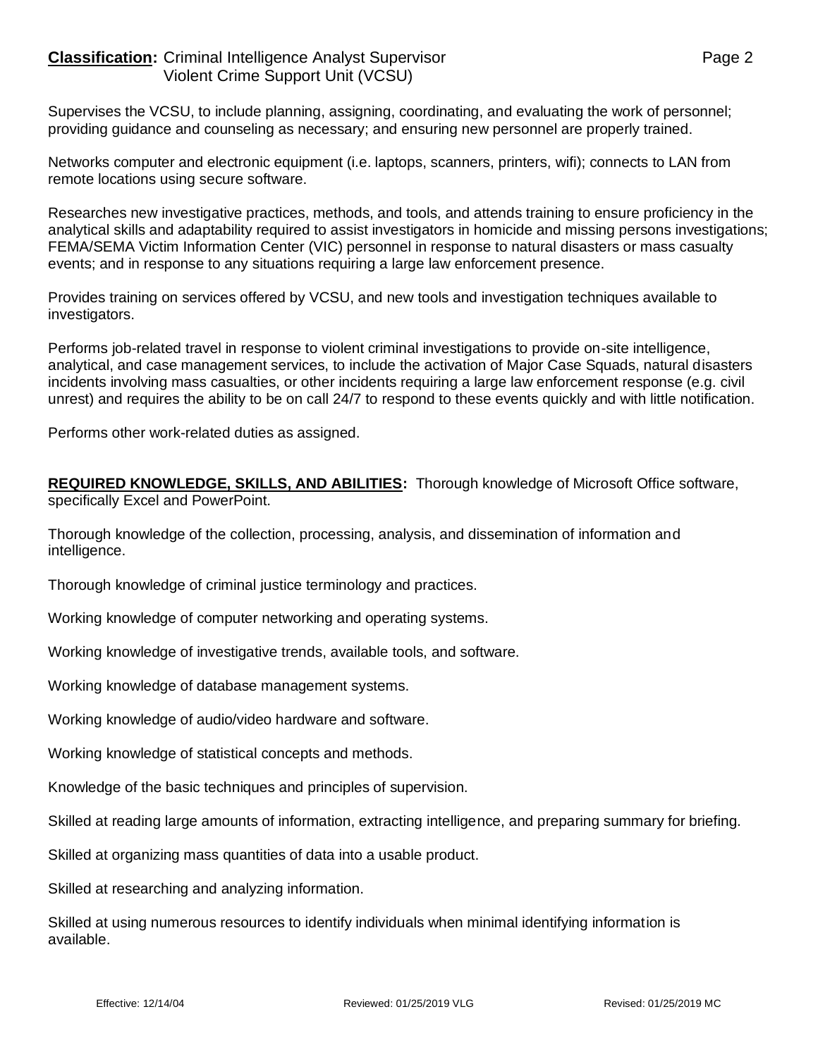Supervises the VCSU, to include planning, assigning, coordinating, and evaluating the work of personnel; providing guidance and counseling as necessary; and ensuring new personnel are properly trained.

Networks computer and electronic equipment (i.e. laptops, scanners, printers, wifi); connects to LAN from remote locations using secure software.

Researches new investigative practices, methods, and tools, and attends training to ensure proficiency in the analytical skills and adaptability required to assist investigators in homicide and missing persons investigations; FEMA/SEMA Victim Information Center (VIC) personnel in response to natural disasters or mass casualty events; and in response to any situations requiring a large law enforcement presence.

Provides training on services offered by VCSU, and new tools and investigation techniques available to investigators.

Performs job-related travel in response to violent criminal investigations to provide on-site intelligence, analytical, and case management services, to include the activation of Major Case Squads, natural disasters incidents involving mass casualties, or other incidents requiring a large law enforcement response (e.g. civil unrest) and requires the ability to be on call 24/7 to respond to these events quickly and with little notification.

Performs other work-related duties as assigned.

**REQUIRED KNOWLEDGE, SKILLS, AND ABILITIES:** Thorough knowledge of Microsoft Office software, specifically Excel and PowerPoint.

Thorough knowledge of the collection, processing, analysis, and dissemination of information and intelligence.

Thorough knowledge of criminal justice terminology and practices.

Working knowledge of computer networking and operating systems.

Working knowledge of investigative trends, available tools, and software.

Working knowledge of database management systems.

Working knowledge of audio/video hardware and software.

Working knowledge of statistical concepts and methods.

Knowledge of the basic techniques and principles of supervision.

Skilled at reading large amounts of information, extracting intelligence, and preparing summary for briefing.

Skilled at organizing mass quantities of data into a usable product.

Skilled at researching and analyzing information.

Skilled at using numerous resources to identify individuals when minimal identifying information is available.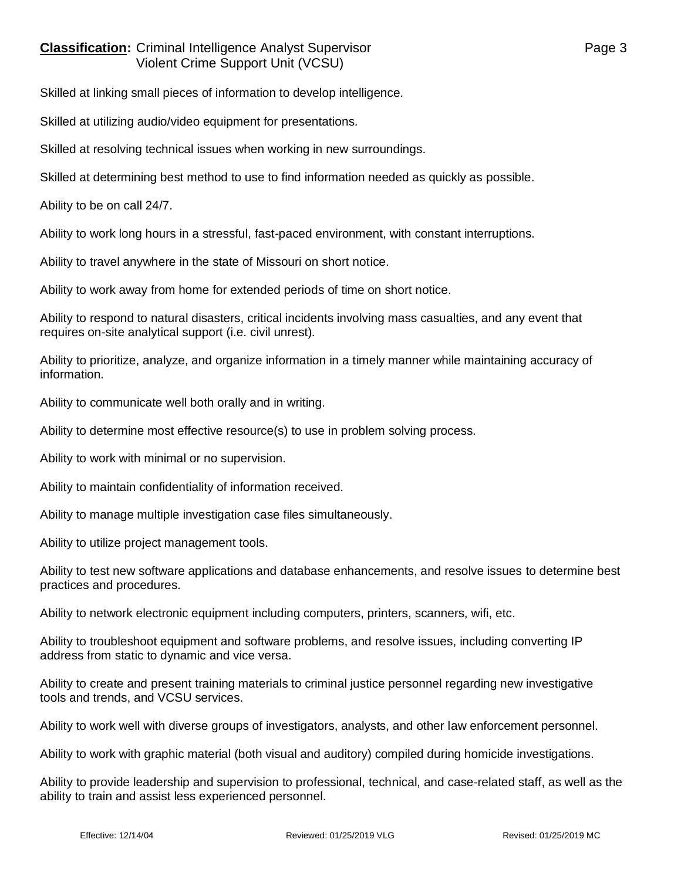Skilled at linking small pieces of information to develop intelligence.

Skilled at utilizing audio/video equipment for presentations.

Skilled at resolving technical issues when working in new surroundings.

Skilled at determining best method to use to find information needed as quickly as possible.

Ability to be on call 24/7.

Ability to work long hours in a stressful, fast-paced environment, with constant interruptions.

Ability to travel anywhere in the state of Missouri on short notice.

Ability to work away from home for extended periods of time on short notice.

Ability to respond to natural disasters, critical incidents involving mass casualties, and any event that requires on-site analytical support (i.e. civil unrest).

Ability to prioritize, analyze, and organize information in a timely manner while maintaining accuracy of information.

Ability to communicate well both orally and in writing.

Ability to determine most effective resource(s) to use in problem solving process.

Ability to work with minimal or no supervision.

Ability to maintain confidentiality of information received.

Ability to manage multiple investigation case files simultaneously.

Ability to utilize project management tools.

Ability to test new software applications and database enhancements, and resolve issues to determine best practices and procedures.

Ability to network electronic equipment including computers, printers, scanners, wifi, etc.

Ability to troubleshoot equipment and software problems, and resolve issues, including converting IP address from static to dynamic and vice versa.

Ability to create and present training materials to criminal justice personnel regarding new investigative tools and trends, and VCSU services.

Ability to work well with diverse groups of investigators, analysts, and other law enforcement personnel.

Ability to work with graphic material (both visual and auditory) compiled during homicide investigations.

Ability to provide leadership and supervision to professional, technical, and case-related staff, as well as the ability to train and assist less experienced personnel.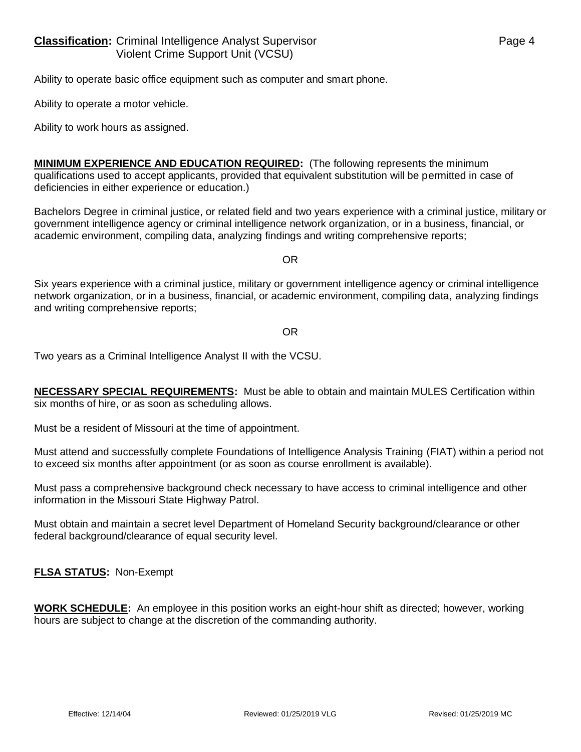Ability to operate basic office equipment such as computer and smart phone.

Ability to operate a motor vehicle.

Ability to work hours as assigned.

**MINIMUM EXPERIENCE AND EDUCATION REQUIRED:** (The following represents the minimum qualifications used to accept applicants, provided that equivalent substitution will be permitted in case of deficiencies in either experience or education.)

Bachelors Degree in criminal justice, or related field and two years experience with a criminal justice, military or government intelligence agency or criminal intelligence network organization, or in a business, financial, or academic environment, compiling data, analyzing findings and writing comprehensive reports;

OR

Six years experience with a criminal justice, military or government intelligence agency or criminal intelligence network organization, or in a business, financial, or academic environment, compiling data, analyzing findings and writing comprehensive reports;

OR

Two years as a Criminal Intelligence Analyst II with the VCSU.

**NECESSARY SPECIAL REQUIREMENTS:** Must be able to obtain and maintain MULES Certification within six months of hire, or as soon as scheduling allows.

Must be a resident of Missouri at the time of appointment.

Must attend and successfully complete Foundations of Intelligence Analysis Training (FIAT) within a period not to exceed six months after appointment (or as soon as course enrollment is available).

Must pass a comprehensive background check necessary to have access to criminal intelligence and other information in the Missouri State Highway Patrol.

Must obtain and maintain a secret level Department of Homeland Security background/clearance or other federal background/clearance of equal security level.

**FLSA STATUS:** Non-Exempt

**WORK SCHEDULE:** An employee in this position works an eight-hour shift as directed; however, working hours are subject to change at the discretion of the commanding authority.